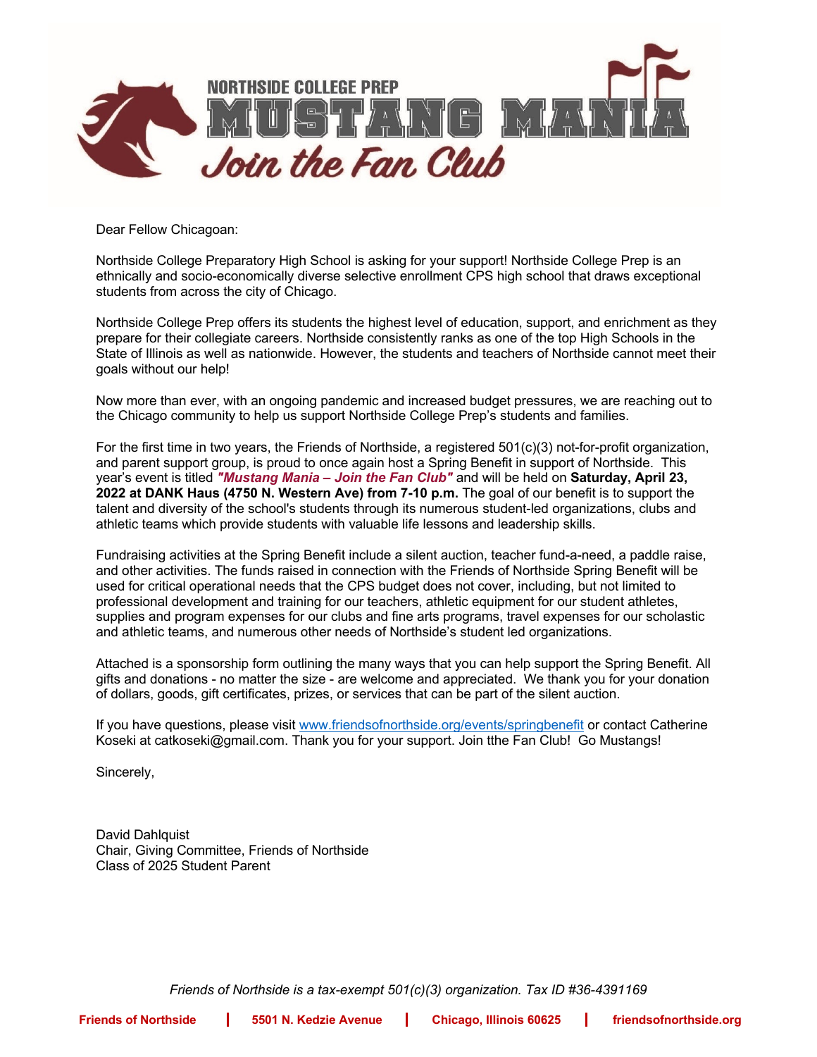NORTHSIDE COLLEGE PREP

# MUSTANG MANIA

*Join the Fan Club*

Dear Fellow Chicagoan:

Northside College Preparatory High School is asking for your support! Northside College Prep is an ethnically and socio-economically diverse selective enrollment CPS high school that draws exceptional students from across the city of Chicago.

Northside College Prep offers its students the highest level of education, support, and enrichment as they prepare for their collegiate careers. Northside consistently ranks as one of the top High Schools in the State of Illinois as well as nationwide. However, the students and teachers of Northside cannot meet their goals without our help!

Now more than ever, with an ongoing pandemic and increased budget pressures, we are reaching out to the Chicago community to help us support Northside College Prep's students and families.

For the first time in two years, the Friends of Northside, a registered 501(c)(3) not-for-profit organization, and parent support group, is proud to once again host a Spring Benefit in support of Northside. This year's event is titled ***"Mustang Mania – Join the Fan Club"*** and will be held on **Saturday, April 23, 2022 at DANK Haus (4750 N. Western Ave) from 7-10 p.m.** The goal of our benefit is to support the talent and diversity of the school's students through its numerous student-led organizations, clubs and athletic teams which provide students with valuable life lessons and leadership skills.

Fundraising activities at the Spring Benefit include a silent auction, teacher fund-a-need, a paddle raise, and other activities. The funds raised in connection with the Friends of Northside Spring Benefit will be used for critical operational needs that the CPS budget does not cover, including, but not limited to professional development and training for our teachers, athletic equipment for our student athletes, supplies and program expenses for our clubs and fine arts programs, travel expenses for our scholastic and athletic teams, and numerous other needs of Northside's student led organizations.

Attached is a sponsorship form outlining the many ways that you can help support the Spring Benefit. All gifts and donations - no matter the size - are welcome and appreciated. We thank you for your donation of dollars, goods, gift certificates, prizes, or services that can be part of the silent auction.

If you have questions, please visit [www.friendsofnorthside.org/events/springbenefit](http://www.friendsofnorthside.org/events/springbenefit) or contact Catherine Koseki at catkoseki@gmail.com. Thank you for your support. Join tthe Fan Club! Go Mustangs!

Sincerely,

David Dahlquist
Chair, Giving Committee, Friends of Northside
Class of 2025 Student Parent

*Friends of Northside is a tax-exempt 501(c)(3) organization. Tax ID #36-4391169*

**Friends of Northside | 5501 N. Kedzie Avenue | Chicago, Illinois 60625 | friendsofnorthside.org**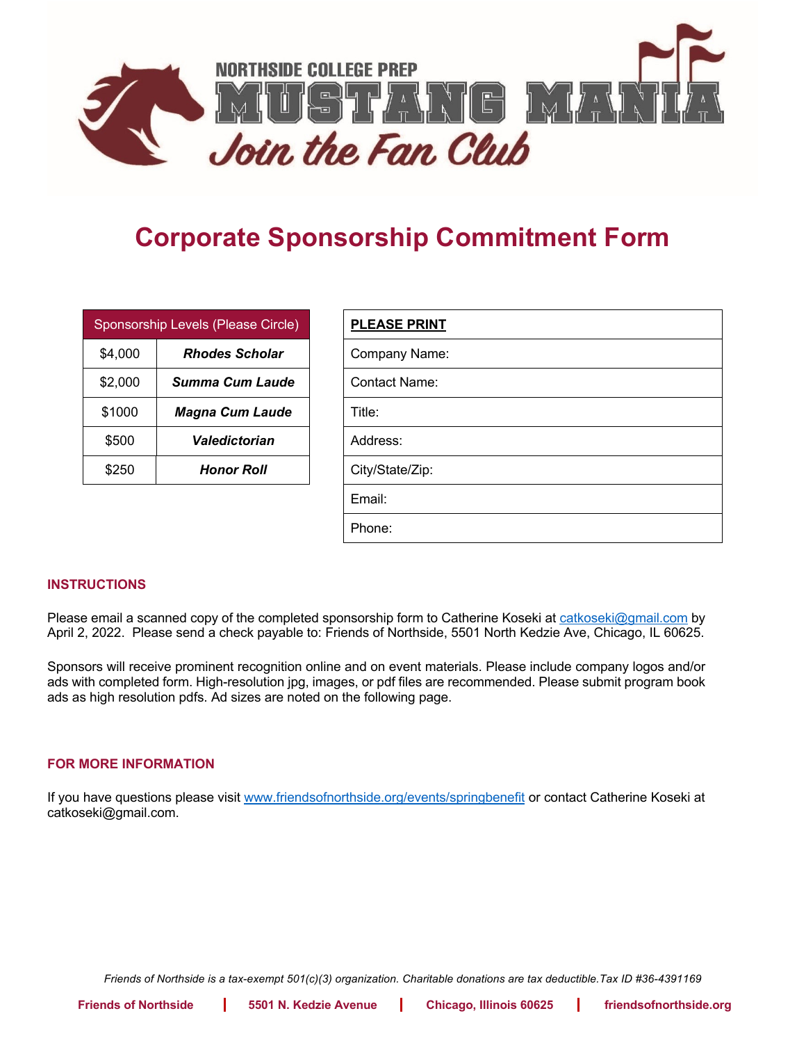NORTHSIDE COLLEGE PREP

MUSTANG MANIA

*Join the Fan Club*

# Corporate Sponsorship Commitment Form

| Sponsorship Levels (Please Circle) | |
|---|---|
| $4,000 | ***Rhodes Scholar*** |
| $2,000 | ***Summa Cum Laude*** |
| $1000 | ***Magna Cum Laude*** |
| $500 | ***Valedictorian*** |
| $250 | ***Honor Roll*** |

| **PLEASE PRINT** |
|---|
| Company Name: |
| Contact Name: |
| Title: |
| Address: |
| City/State/Zip: |
| Email: |
| Phone: |

## INSTRUCTIONS

Please email a scanned copy of the completed sponsorship form to Catherine Koseki at catkoseki@gmail.com by April 2, 2022. Please send a check payable to: Friends of Northside, 5501 North Kedzie Ave, Chicago, IL 60625.

Sponsors will receive prominent recognition online and on event materials. Please include company logos and/or ads with completed form. High-resolution jpg, images, or pdf files are recommended. Please submit program book ads as high resolution pdfs. Ad sizes are noted on the following page.

## FOR MORE INFORMATION

If you have questions please visit www.friendsofnorthside.org/events/springbenefit or contact Catherine Koseki at catkoseki@gmail.com.

*Friends of Northside is a tax-exempt 501(c)(3) organization. Charitable donations are tax deductible.Tax ID #36-4391169*

**Friends of Northside** | **5501 N. Kedzie Avenue** | **Chicago, Illinois 60625** | **friendsofnorthside.org**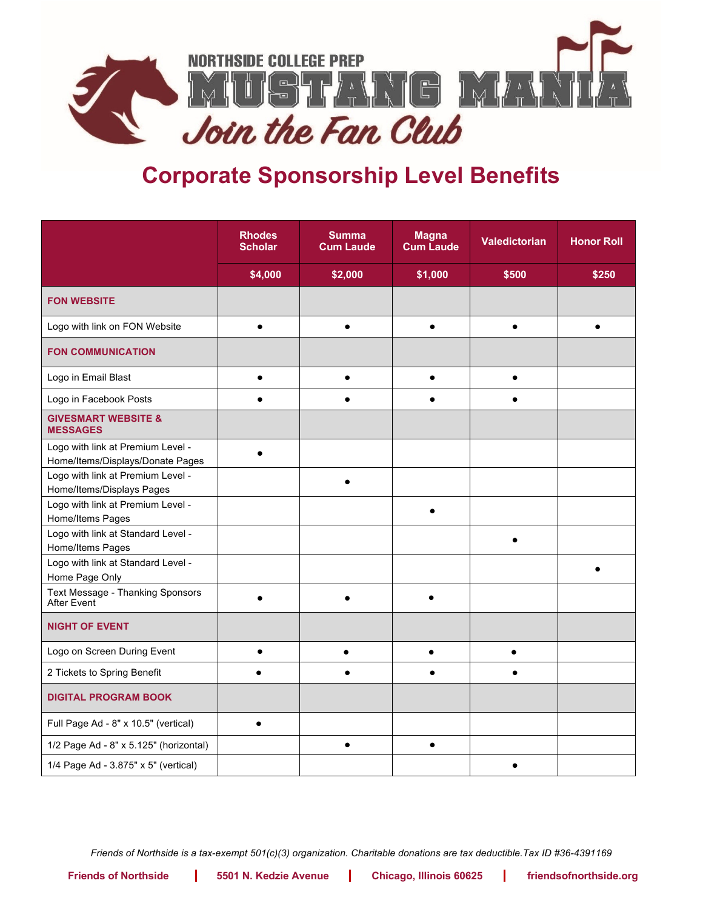NORTHSIDE COLLEGE PREP

# MUSTANG MANIA

*Join the Fan Club*

## Corporate Sponsorship Level Benefits

| | Rhodes Scholar | Summa Cum Laude | Magna Cum Laude | Valedictorian | Honor Roll |
|---|---|---|---|---|---|
| | **$4,000** | **$2,000** | **$1,000** | **$500** | **$250** |
| **FON WEBSITE** | | | | | |
| Logo with link on FON Website | ● | ● | ● | ● | ● |
| **FON COMMUNICATION** | | | | | |
| Logo in Email Blast | ● | ● | ● | ● | |
| Logo in Facebook Posts | ● | ● | ● | ● | |
| **GIVESMART WEBSITE & MESSAGES** | | | | | |
| Logo with link at Premium Level - Home/Items/Displays/Donate Pages | ● | | | | |
| Logo with link at Premium Level - Home/Items/Displays Pages | | ● | | | |
| Logo with link at Premium Level - Home/Items Pages | | | ● | | |
| Logo with link at Standard Level - Home/Items Pages | | | | ● | |
| Logo with link at Standard Level - Home Page Only | | | | | ● |
| Text Message - Thanking Sponsors After Event | ● | ● | ● | | |
| **NIGHT OF EVENT** | | | | | |
| Logo on Screen During Event | ● | ● | ● | ● | |
| 2 Tickets to Spring Benefit | ● | ● | ● | ● | |
| **DIGITAL PROGRAM BOOK** | | | | | |
| Full Page Ad - 8" x 10.5" (vertical) | ● | | | | |
| 1/2 Page Ad - 8" x 5.125" (horizontal) | | ● | ● | | |
| 1/4 Page Ad - 3.875" x 5" (vertical) | | | | ● | |

*Friends of Northside is a tax-exempt 501(c)(3) organization. Charitable donations are tax deductible.Tax ID #36-4391169*

**Friends of Northside** | **5501 N. Kedzie Avenue** | **Chicago, Illinois 60625** | **friendsofnorthside.org**